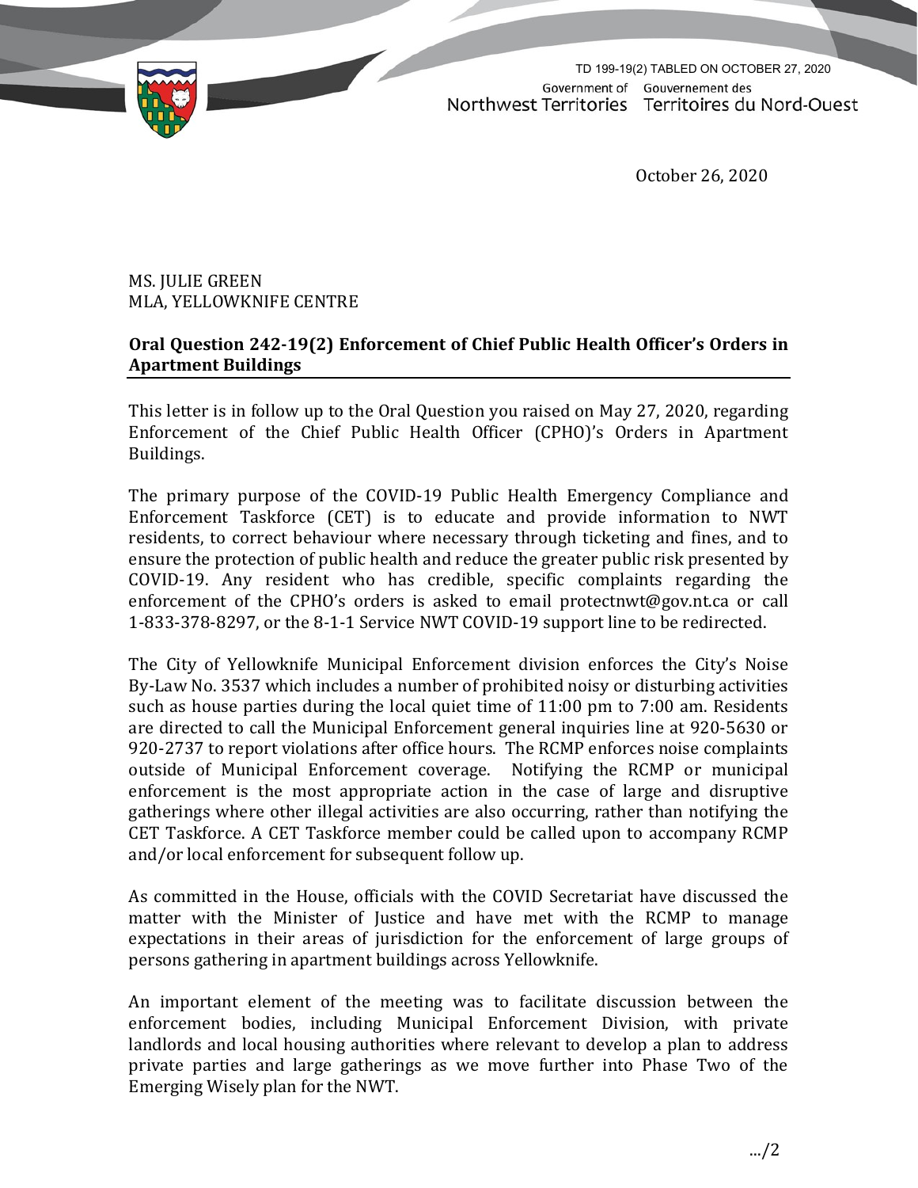TD 199-19(2) TABLED ON OCTOBER 27, 2020

Government of Northwest Territories | Gouvernement des Territoires du Nord-Ouest

October 26, 2020

MS. JULIE GREEN
MLA, YELLOWKNIFE CENTRE

**Oral Question 242-19(2) Enforcement of Chief Public Health Officer's Orders in Apartment Buildings**

This letter is in follow up to the Oral Question you raised on May 27, 2020, regarding Enforcement of the Chief Public Health Officer (CPHO)'s Orders in Apartment Buildings.

The primary purpose of the COVID-19 Public Health Emergency Compliance and Enforcement Taskforce (CET) is to educate and provide information to NWT residents, to correct behaviour where necessary through ticketing and fines, and to ensure the protection of public health and reduce the greater public risk presented by COVID-19. Any resident who has credible, specific complaints regarding the enforcement of the CPHO's orders is asked to email protectnwt@gov.nt.ca or call 1-833-378-8297, or the 8-1-1 Service NWT COVID-19 support line to be redirected.

The City of Yellowknife Municipal Enforcement division enforces the City's Noise By-Law No. 3537 which includes a number of prohibited noisy or disturbing activities such as house parties during the local quiet time of 11:00 pm to 7:00 am. Residents are directed to call the Municipal Enforcement general inquiries line at 920-5630 or 920-2737 to report violations after office hours. The RCMP enforces noise complaints outside of Municipal Enforcement coverage. Notifying the RCMP or municipal enforcement is the most appropriate action in the case of large and disruptive gatherings where other illegal activities are also occurring, rather than notifying the CET Taskforce. A CET Taskforce member could be called upon to accompany RCMP and/or local enforcement for subsequent follow up.

As committed in the House, officials with the COVID Secretariat have discussed the matter with the Minister of Justice and have met with the RCMP to manage expectations in their areas of jurisdiction for the enforcement of large groups of persons gathering in apartment buildings across Yellowknife.

An important element of the meeting was to facilitate discussion between the enforcement bodies, including Municipal Enforcement Division, with private landlords and local housing authorities where relevant to develop a plan to address private parties and large gatherings as we move further into Phase Two of the Emerging Wisely plan for the NWT.

…/2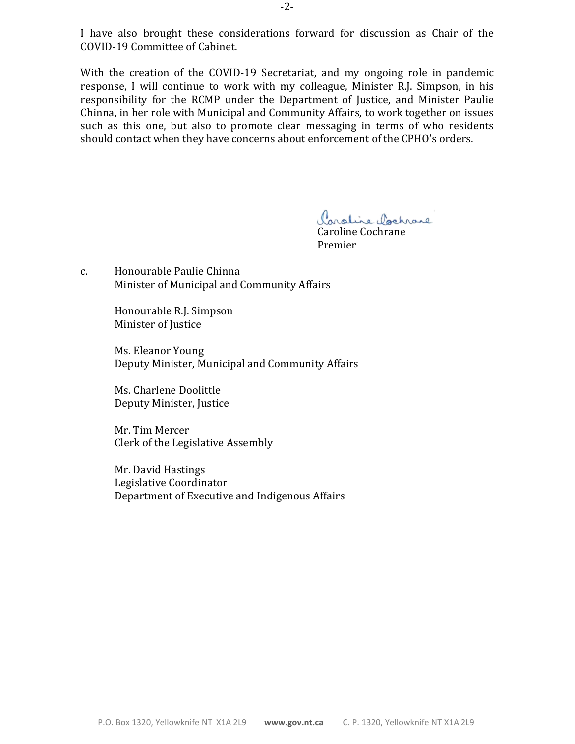I have also brought these considerations forward for discussion as Chair of the COVID-19 Committee of Cabinet.

With the creation of the COVID-19 Secretariat, and my ongoing role in pandemic response, I will continue to work with my colleague, Minister R.J. Simpson, in his responsibility for the RCMP under the Department of Justice, and Minister Paulie Chinna, in her role with Municipal and Community Affairs, to work together on issues such as this one, but also to promote clear messaging in terms of who residents should contact when they have concerns about enforcement of the CPHO's orders.

Caroline Cochrane
Premier

c. Honourable Paulie Chinna
Minister of Municipal and Community Affairs

Honourable R.J. Simpson
Minister of Justice

Ms. Eleanor Young
Deputy Minister, Municipal and Community Affairs

Ms. Charlene Doolittle
Deputy Minister, Justice

Mr. Tim Mercer
Clerk of the Legislative Assembly

Mr. David Hastings
Legislative Coordinator
Department of Executive and Indigenous Affairs

P.O. Box 1320, Yellowknife NT X1A 2L9 **www.gov.nt.ca** C. P. 1320, Yellowknife NT X1A 2L9